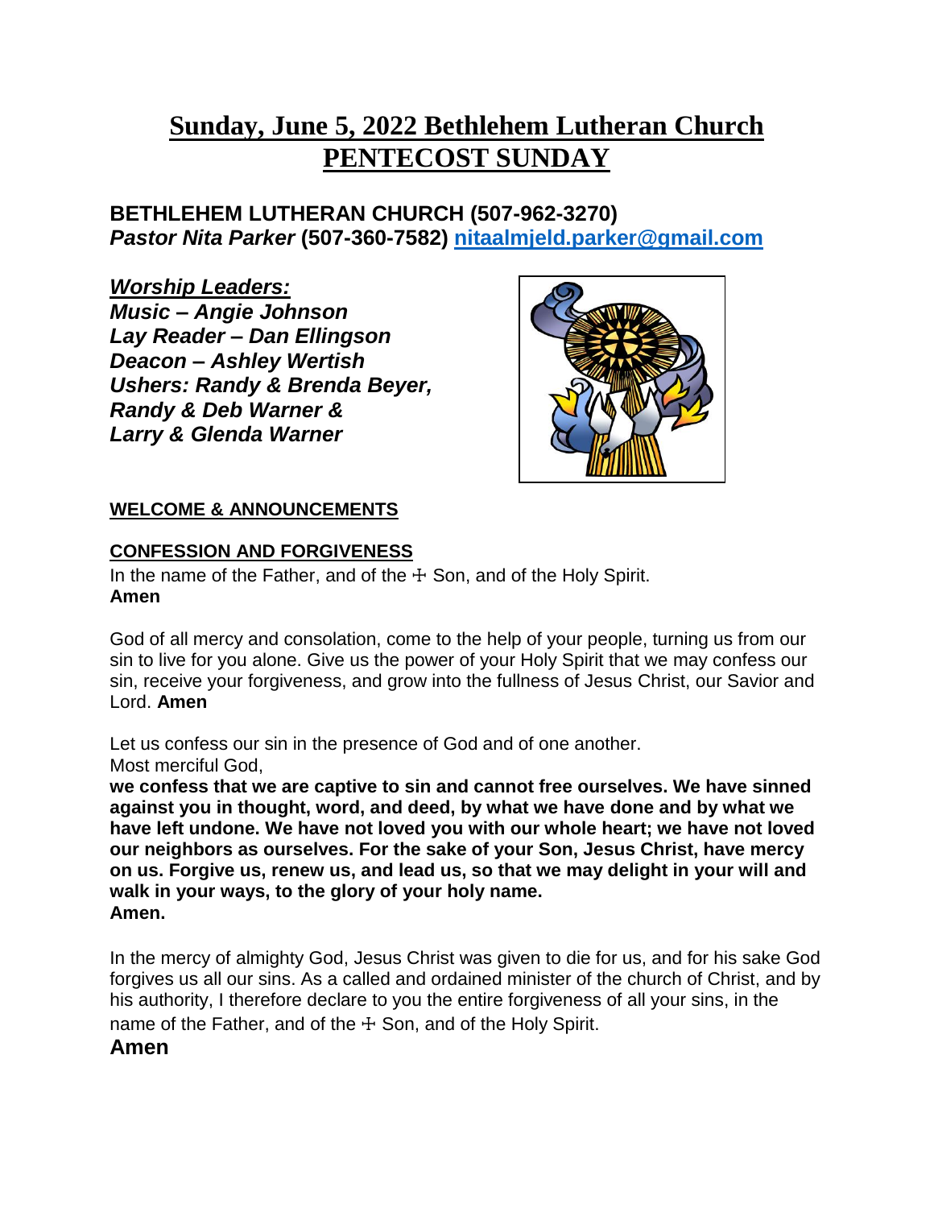# Sunday, June 5, 2022 Bethlehem Lutheran Church PENTECOST SUNDAY

## BETHLEHEM LUTHERAN CHURCH (507-962-3270)
***Pastor Nita Parker*** **(507-360-7582) [nitaalmjeld.parker@gmail.com](mailto:nitaalmjeld.parker@gmail.com)**

***Worship Leaders:***
***Music – Angie Johnson***
***Lay Reader – Dan Ellingson***
***Deacon – Ashley Wertish***
***Ushers: Randy & Brenda Beyer,***
***Randy & Deb Warner &***
***Larry & Glenda Warner***

**WELCOME & ANNOUNCEMENTS**

**CONFESSION AND FORGIVENESS**

In the name of the Father, and of the ☩ Son, and of the Holy Spirit.
**Amen**

God of all mercy and consolation, come to the help of your people, turning us from our sin to live for you alone. Give us the power of your Holy Spirit that we may confess our sin, receive your forgiveness, and grow into the fullness of Jesus Christ, our Savior and Lord. **Amen**

Let us confess our sin in the presence of God and of one another.
Most merciful God,
**we confess that we are captive to sin and cannot free ourselves. We have sinned against you in thought, word, and deed, by what we have done and by what we have left undone. We have not loved you with our whole heart; we have not loved our neighbors as ourselves. For the sake of your Son, Jesus Christ, have mercy on us. Forgive us, renew us, and lead us, so that we may delight in your will and walk in your ways, to the glory of your holy name.**
**Amen.**

In the mercy of almighty God, Jesus Christ was given to die for us, and for his sake God forgives us all our sins. As a called and ordained minister of the church of Christ, and by his authority, I therefore declare to you the entire forgiveness of all your sins, in the name of the Father, and of the ☩ Son, and of the Holy Spirit.
**Amen**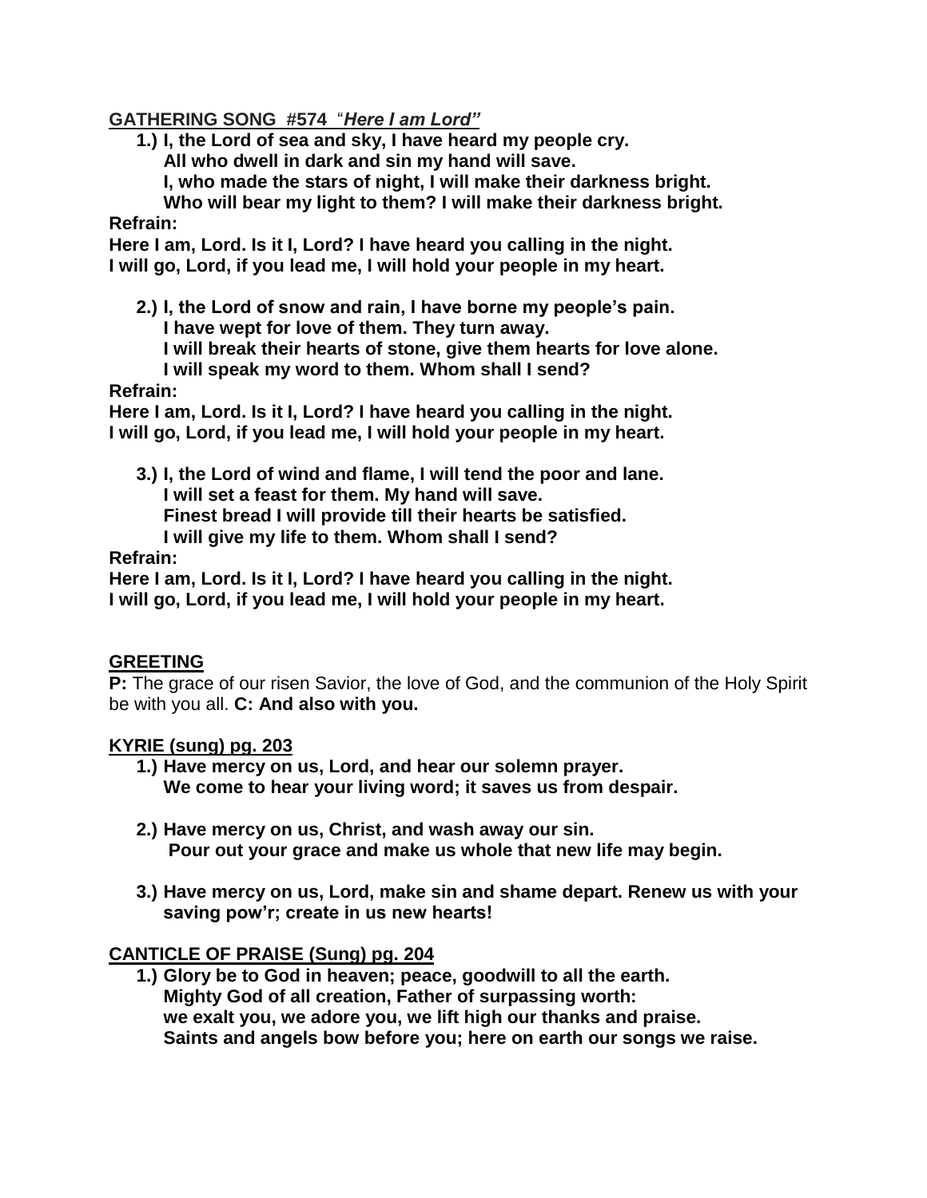**GATHERING SONG #574** "***Here I am Lord"***

1.) **I, the Lord of sea and sky, I have heard my people cry.**
 **All who dwell in dark and sin my hand will save.**
 **I, who made the stars of night, I will make their darkness bright.**
 **Who will bear my light to them? I will make their darkness bright.**

**Refrain:**
**Here I am, Lord. Is it I, Lord? I have heard you calling in the night.**
**I will go, Lord, if you lead me, I will hold your people in my heart.**

2.) **I, the Lord of snow and rain, I have borne my people's pain.**
 **I have wept for love of them. They turn away.**
 **I will break their hearts of stone, give them hearts for love alone.**
 **I will speak my word to them. Whom shall I send?**

**Refrain:**
**Here I am, Lord. Is it I, Lord? I have heard you calling in the night.**
**I will go, Lord, if you lead me, I will hold your people in my heart.**

3.) **I, the Lord of wind and flame, I will tend the poor and lane.**
 **I will set a feast for them. My hand will save.**
 **Finest bread I will provide till their hearts be satisfied.**
 **I will give my life to them. Whom shall I send?**

**Refrain:**
**Here I am, Lord. Is it I, Lord? I have heard you calling in the night.**
**I will go, Lord, if you lead me, I will hold your people in my heart.**

**GREETING**

**P:** The grace of our risen Savior, the love of God, and the communion of the Holy Spirit be with you all. **C: And also with you.**

**KYRIE (sung) pg. 203**

1.) **Have mercy on us, Lord, and hear our solemn prayer.**
 **We come to hear your living word; it saves us from despair.**

2.) **Have mercy on us, Christ, and wash away our sin.**
 **Pour out your grace and make us whole that new life may begin.**

3.) **Have mercy on us, Lord, make sin and shame depart. Renew us with your saving pow'r; create in us new hearts!**

**CANTICLE OF PRAISE (Sung) pg. 204**

1.) **Glory be to God in heaven; peace, goodwill to all the earth.**
 **Mighty God of all creation, Father of surpassing worth:**
 **we exalt you, we adore you, we lift high our thanks and praise.**
 **Saints and angels bow before you; here on earth our songs we raise.**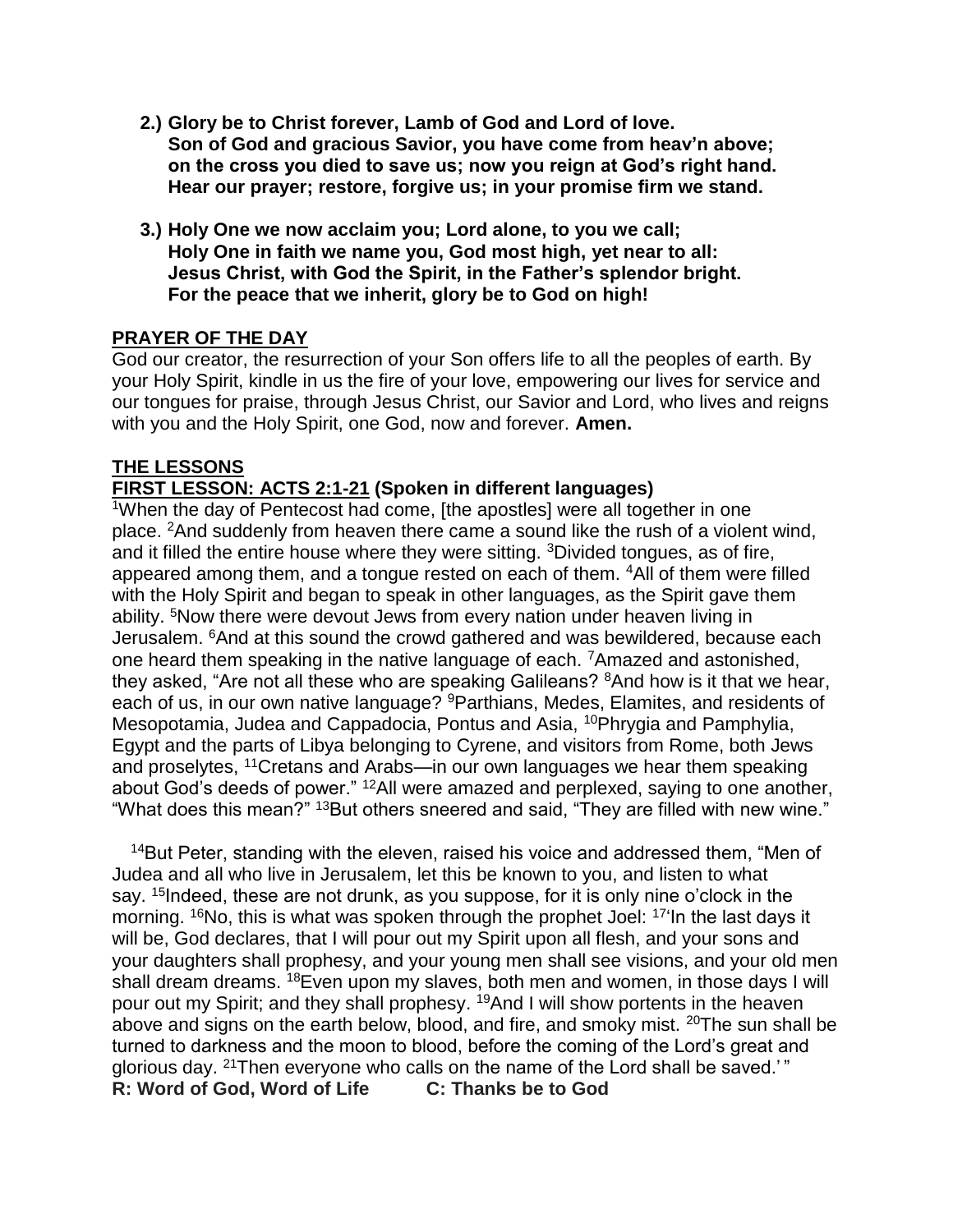**2.) Glory be to Christ forever, Lamb of God and Lord of love.
Son of God and gracious Savior, you have come from heav'n above;
on the cross you died to save us; now you reign at God's right hand.
Hear our prayer; restore, forgive us; in your promise firm we stand.**

**3.) Holy One we now acclaim you; Lord alone, to you we call;
Holy One in faith we name you, God most high, yet near to all:
Jesus Christ, with God the Spirit, in the Father's splendor bright.
For the peace that we inherit, glory be to God on high!**

## PRAYER OF THE DAY

God our creator, the resurrection of your Son offers life to all the peoples of earth. By your Holy Spirit, kindle in us the fire of your love, empowering our lives for service and our tongues for praise, through Jesus Christ, our Savior and Lord, who lives and reigns with you and the Holy Spirit, one God, now and forever. **Amen.**

## THE LESSONS

### FIRST LESSON: ACTS 2:1-21 (Spoken in different languages)

[1]When the day of Pentecost had come, [the apostles] were all together in one place. [2]And suddenly from heaven there came a sound like the rush of a violent wind, and it filled the entire house where they were sitting. [3]Divided tongues, as of fire, appeared among them, and a tongue rested on each of them. [4]All of them were filled with the Holy Spirit and began to speak in other languages, as the Spirit gave them ability. [5]Now there were devout Jews from every nation under heaven living in Jerusalem. [6]And at this sound the crowd gathered and was bewildered, because each one heard them speaking in the native language of each. [7]Amazed and astonished, they asked, "Are not all these who are speaking Galileans? [8]And how is it that we hear, each of us, in our own native language? [9]Parthians, Medes, Elamites, and residents of Mesopotamia, Judea and Cappadocia, Pontus and Asia, [10]Phrygia and Pamphylia, Egypt and the parts of Libya belonging to Cyrene, and visitors from Rome, both Jews and proselytes, [11]Cretans and Arabs—in our own languages we hear them speaking about God's deeds of power." [12]All were amazed and perplexed, saying to one another, "What does this mean?" [13]But others sneered and said, "They are filled with new wine."

[14]But Peter, standing with the eleven, raised his voice and addressed them, "Men of Judea and all who live in Jerusalem, let this be known to you, and listen to what say. [15]Indeed, these are not drunk, as you suppose, for it is only nine o'clock in the morning. [16]No, this is what was spoken through the prophet Joel: [17]'In the last days it will be, God declares, that I will pour out my Spirit upon all flesh, and your sons and your daughters shall prophesy, and your young men shall see visions, and your old men shall dream dreams. [18]Even upon my slaves, both men and women, in those days I will pour out my Spirit; and they shall prophesy. [19]And I will show portents in the heaven above and signs on the earth below, blood, and fire, and smoky mist. [20]The sun shall be turned to darkness and the moon to blood, before the coming of the Lord's great and glorious day. [21]Then everyone who calls on the name of the Lord shall be saved.' "

**R: Word of God, Word of Life C: Thanks be to God**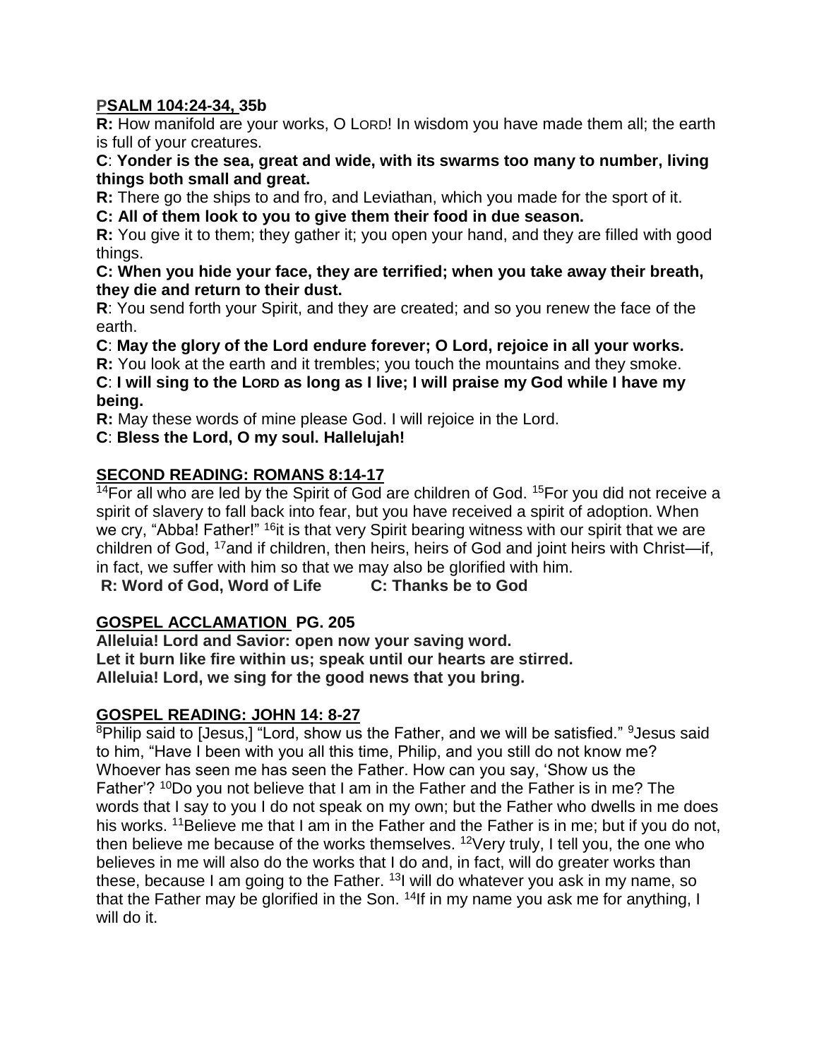## PSALM 104:24-34, 35b

**R:** How manifold are your works, O LORD! In wisdom you have made them all; the earth is full of your creatures.

**C: Yonder is the sea, great and wide, with its swarms too many to number, living things both small and great.**

**R:** There go the ships to and fro, and Leviathan, which you made for the sport of it.

**C: All of them look to you to give them their food in due season.**

**R:** You give it to them; they gather it; you open your hand, and they are filled with good things.

**C: When you hide your face, they are terrified; when you take away their breath, they die and return to their dust.**

**R**: You send forth your Spirit, and they are created; and so you renew the face of the earth.

**C: May the glory of the Lord endure forever; O Lord, rejoice in all your works.**

**R:** You look at the earth and it trembles; you touch the mountains and they smoke.

**C: I will sing to the LORD as long as I live; I will praise my God while I have my being.**

**R:** May these words of mine please God. I will rejoice in the Lord.

**C: Bless the Lord, O my soul. Hallelujah!**

## SECOND READING: ROMANS 8:14-17

[14]For all who are led by the Spirit of God are children of God. [15]For you did not receive a spirit of slavery to fall back into fear, but you have received a spirit of adoption. When we cry, "Abba! Father!" [16]it is that very Spirit bearing witness with our spirit that we are children of God, [17]and if children, then heirs, heirs of God and joint heirs with Christ—if, in fact, we suffer with him so that we may also be glorified with him.

**R: Word of God, Word of Life C: Thanks be to God**

## GOSPEL ACCLAMATION PG. 205

**Alleluia! Lord and Savior: open now your saving word.**
**Let it burn like fire within us; speak until our hearts are stirred.**
**Alleluia! Lord, we sing for the good news that you bring.**

## GOSPEL READING: JOHN 14: 8-27

[8]Philip said to [Jesus,] "Lord, show us the Father, and we will be satisfied." [9]Jesus said to him, "Have I been with you all this time, Philip, and you still do not know me? Whoever has seen me has seen the Father. How can you say, 'Show us the Father'? [10]Do you not believe that I am in the Father and the Father is in me? The words that I say to you I do not speak on my own; but the Father who dwells in me does his works. [11]Believe me that I am in the Father and the Father is in me; but if you do not, then believe me because of the works themselves. [12]Very truly, I tell you, the one who believes in me will also do the works that I do and, in fact, will do greater works than these, because I am going to the Father. [13]I will do whatever you ask in my name, so that the Father may be glorified in the Son. [14]If in my name you ask me for anything, I will do it.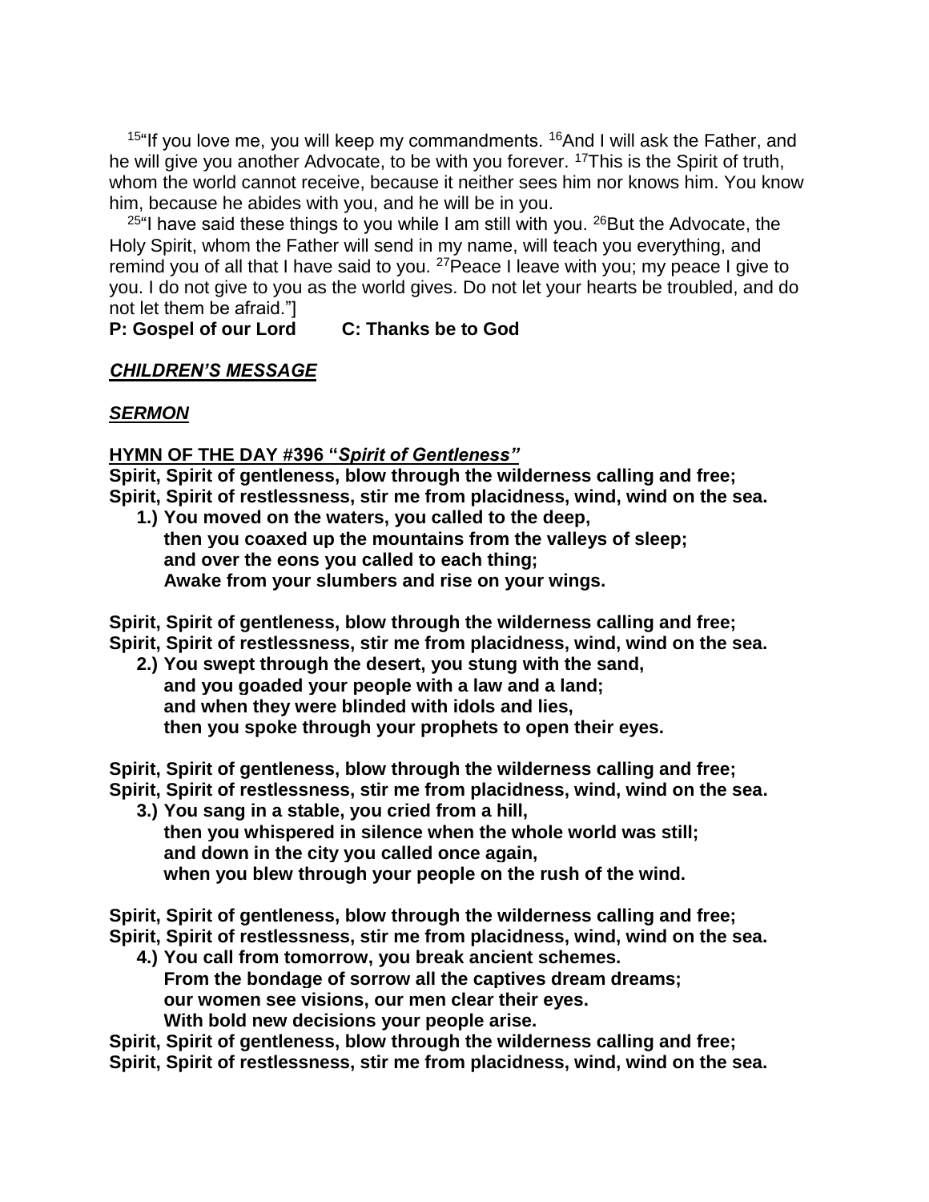[15]"If you love me, you will keep my commandments. [16]And I will ask the Father, and he will give you another Advocate, to be with you forever. [17]This is the Spirit of truth, whom the world cannot receive, because it neither sees him nor knows him. You know him, because he abides with you, and he will be in you.

[25]"I have said these things to you while I am still with you. [26]But the Advocate, the Holy Spirit, whom the Father will send in my name, will teach you everything, and remind you of all that I have said to you. [27]Peace I leave with you; my peace I give to you. I do not give to you as the world gives. Do not let your hearts be troubled, and do not let them be afraid."]

**P: Gospel of our Lord C: Thanks be to God**

***CHILDREN'S MESSAGE***

***SERMON***

**HYMN OF THE DAY #396 "*Spirit of Gentleness"***

**Spirit, Spirit of gentleness, blow through the wilderness calling and free;**
**Spirit, Spirit of restlessness, stir me from placidness, wind, wind on the sea.**

**1.) You moved on the waters, you called to the deep,**
**then you coaxed up the mountains from the valleys of sleep;**
**and over the eons you called to each thing;**
**Awake from your slumbers and rise on your wings.**

**Spirit, Spirit of gentleness, blow through the wilderness calling and free;**
**Spirit, Spirit of restlessness, stir me from placidness, wind, wind on the sea.**

**2.) You swept through the desert, you stung with the sand,**
**and you goaded your people with a law and a land;**
**and when they were blinded with idols and lies,**
**then you spoke through your prophets to open their eyes.**

**Spirit, Spirit of gentleness, blow through the wilderness calling and free;**
**Spirit, Spirit of restlessness, stir me from placidness, wind, wind on the sea.**

**3.) You sang in a stable, you cried from a hill,**
**then you whispered in silence when the whole world was still;**
**and down in the city you called once again,**
**when you blew through your people on the rush of the wind.**

**Spirit, Spirit of gentleness, blow through the wilderness calling and free;**
**Spirit, Spirit of restlessness, stir me from placidness, wind, wind on the sea.**

**4.) You call from tomorrow, you break ancient schemes.**
**From the bondage of sorrow all the captives dream dreams;**
**our women see visions, our men clear their eyes.**
**With bold new decisions your people arise.**

**Spirit, Spirit of gentleness, blow through the wilderness calling and free;**
**Spirit, Spirit of restlessness, stir me from placidness, wind, wind on the sea.**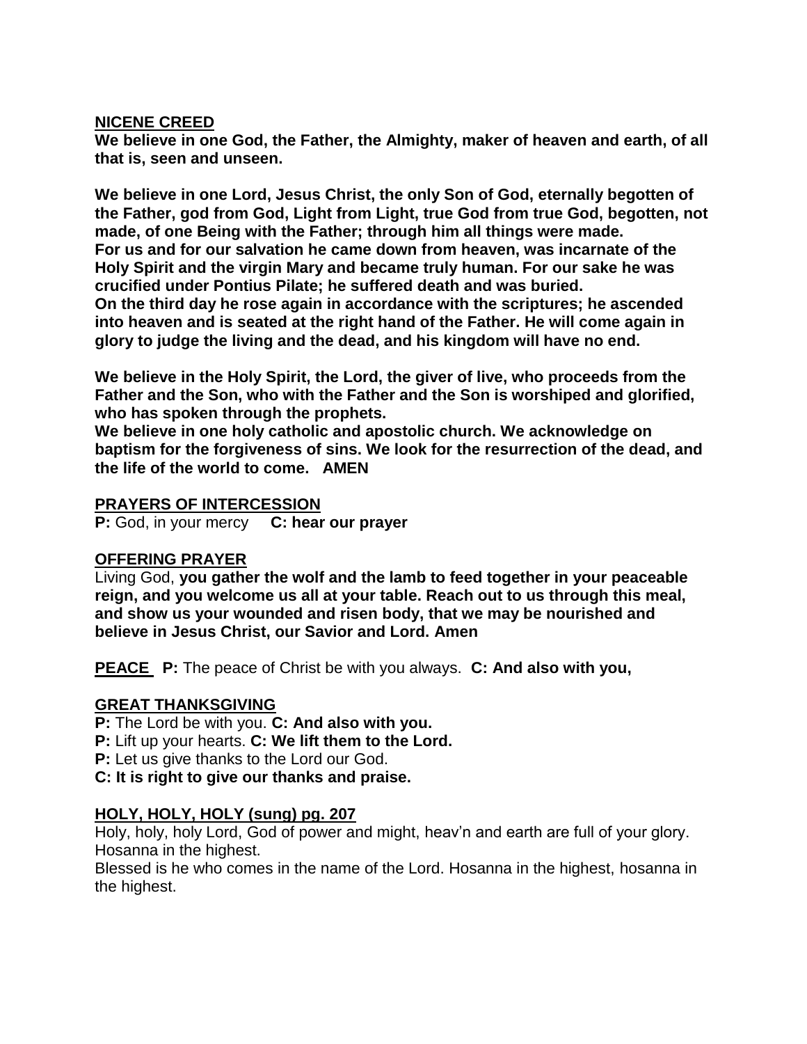**NICENE CREED**

**We believe in one God, the Father, the Almighty, maker of heaven and earth, of all that is, seen and unseen.**

**We believe in one Lord, Jesus Christ, the only Son of God, eternally begotten of the Father, god from God, Light from Light, true God from true God, begotten, not made, of one Being with the Father; through him all things were made.**
**For us and for our salvation he came down from heaven, was incarnate of the Holy Spirit and the virgin Mary and became truly human. For our sake he was crucified under Pontius Pilate; he suffered death and was buried.**
**On the third day he rose again in accordance with the scriptures; he ascended into heaven and is seated at the right hand of the Father. He will come again in glory to judge the living and the dead, and his kingdom will have no end.**

**We believe in the Holy Spirit, the Lord, the giver of live, who proceeds from the Father and the Son, who with the Father and the Son is worshiped and glorified, who has spoken through the prophets.**
**We believe in one holy catholic and apostolic church. We acknowledge on baptism for the forgiveness of sins. We look for the resurrection of the dead, and the life of the world to come. AMEN**

**PRAYERS OF INTERCESSION**

**P:** God, in your mercy **C: hear our prayer**

**OFFERING PRAYER**

Living God, **you gather the wolf and the lamb to feed together in your peaceable reign, and you welcome us all at your table. Reach out to us through this meal, and show us your wounded and risen body, that we may be nourished and believe in Jesus Christ, our Savior and Lord. Amen**

**PEACE P:** The peace of Christ be with you always. **C: And also with you,**

**GREAT THANKSGIVING**

**P:** The Lord be with you. **C: And also with you.**
**P:** Lift up your hearts. **C: We lift them to the Lord.**
**P:** Let us give thanks to the Lord our God.
**C: It is right to give our thanks and praise.**

**HOLY, HOLY, HOLY (sung) pg. 207**

Holy, holy, holy Lord, God of power and might, heav'n and earth are full of your glory. Hosanna in the highest.
Blessed is he who comes in the name of the Lord. Hosanna in the highest, hosanna in the highest.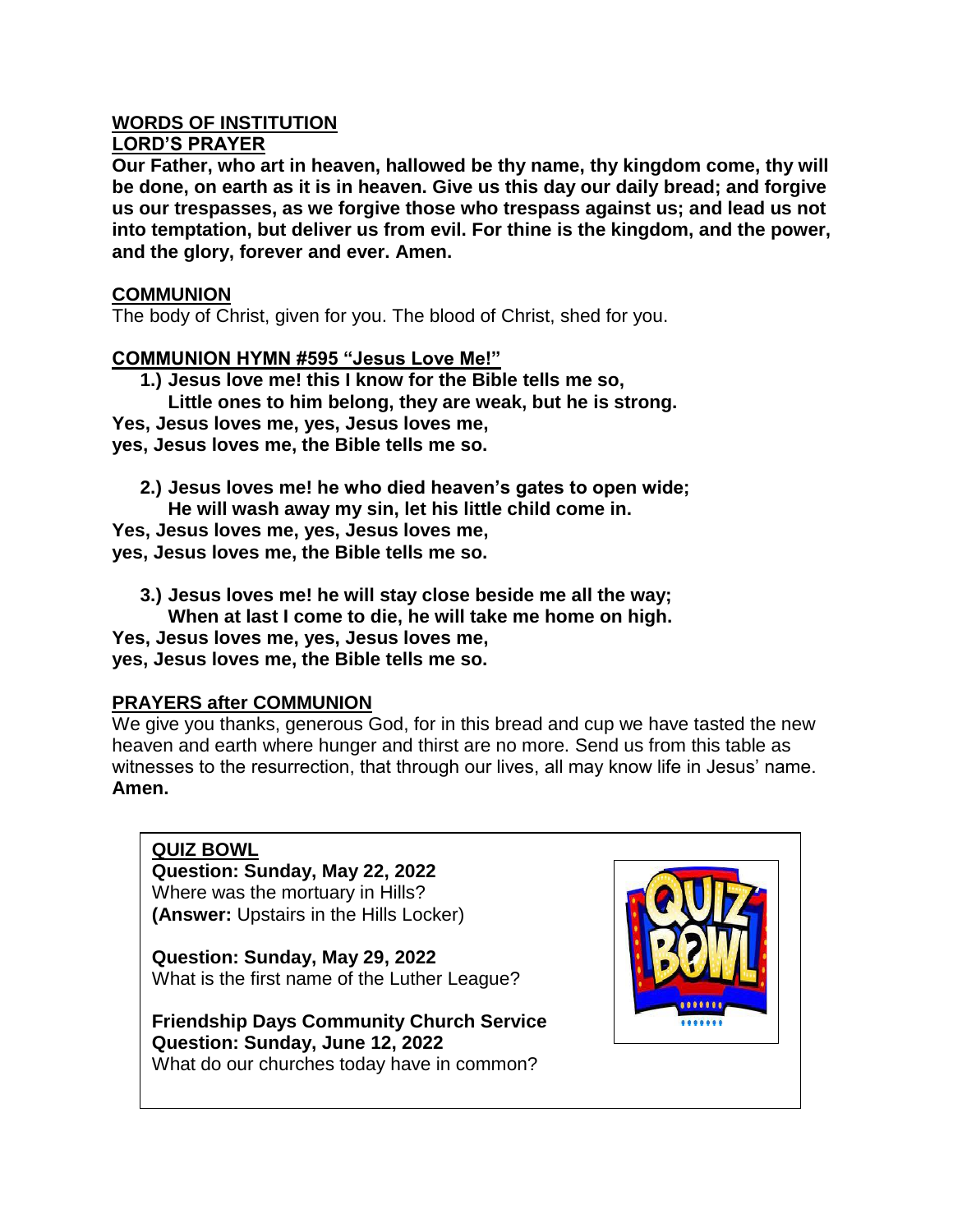**WORDS OF INSTITUTION**

**LORD'S PRAYER**

**Our Father, who art in heaven, hallowed be thy name, thy kingdom come, thy will be done, on earth as it is in heaven. Give us this day our daily bread; and forgive us our trespasses, as we forgive those who trespass against us; and lead us not into temptation, but deliver us from evil. For thine is the kingdom, and the power, and the glory, forever and ever. Amen.**

**COMMUNION**

The body of Christ, given for you. The blood of Christ, shed for you.

**COMMUNION HYMN #595 "Jesus Love Me!"**

**1.) Jesus love me! this I know for the Bible tells me so,**
**Little ones to him belong, they are weak, but he is strong.**
**Yes, Jesus loves me, yes, Jesus loves me,**
**yes, Jesus loves me, the Bible tells me so.**

**2.) Jesus loves me! he who died heaven's gates to open wide;**
**He will wash away my sin, let his little child come in.**
**Yes, Jesus loves me, yes, Jesus loves me,**
**yes, Jesus loves me, the Bible tells me so.**

**3.) Jesus loves me! he will stay close beside me all the way;**
**When at last I come to die, he will take me home on high.**
**Yes, Jesus loves me, yes, Jesus loves me,**
**yes, Jesus loves me, the Bible tells me so.**

**PRAYERS after COMMUNION**

We give you thanks, generous God, for in this bread and cup we have tasted the new heaven and earth where hunger and thirst are no more. Send us from this table as witnesses to the resurrection, that through our lives, all may know life in Jesus' name. **Amen.**

**QUIZ BOWL**

**Question: Sunday, May 22, 2022**
Where was the mortuary in Hills?
**(Answer:** Upstairs in the Hills Locker)

**Question: Sunday, May 29, 2022**
What is the first name of the Luther League?

**Friendship Days Community Church Service**
**Question: Sunday, June 12, 2022**
What do our churches today have in common?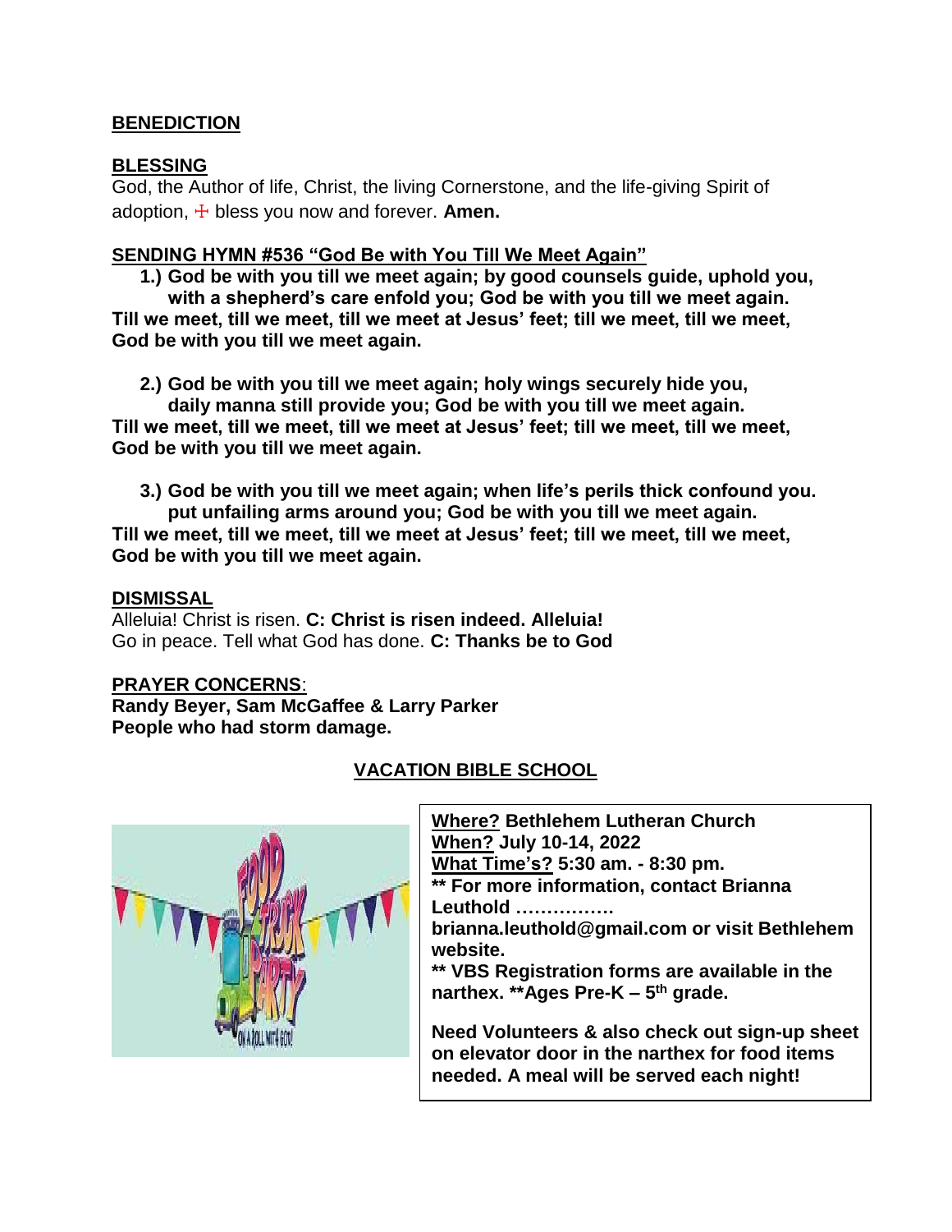**BENEDICTION**

**BLESSING**

God, the Author of life, Christ, the living Cornerstone, and the life-giving Spirit of adoption, ☩ bless you now and forever. **Amen.**

**SENDING HYMN #536 "God Be with You Till We Meet Again"**

**1.) God be with you till we meet again; by good counsels guide, uphold you, with a shepherd's care enfold you; God be with you till we meet again.**
**Till we meet, till we meet, till we meet at Jesus' feet; till we meet, till we meet, God be with you till we meet again.**

**2.) God be with you till we meet again; holy wings securely hide you, daily manna still provide you; God be with you till we meet again.**
**Till we meet, till we meet, till we meet at Jesus' feet; till we meet, till we meet, God be with you till we meet again.**

**3.) God be with you till we meet again; when life's perils thick confound you. put unfailing arms around you; God be with you till we meet again.**
**Till we meet, till we meet, till we meet at Jesus' feet; till we meet, till we meet, God be with you till we meet again.**

**DISMISSAL**

Alleluia! Christ is risen. **C: Christ is risen indeed. Alleluia!**
Go in peace. Tell what God has done. **C: Thanks be to God**

**PRAYER CONCERNS**:
**Randy Beyer, Sam McGaffee & Larry Parker**
**People who had storm damage.**

**VACATION BIBLE SCHOOL**

**Where? Bethlehem Lutheran Church**
**When? July 10-14, 2022**
**What Time's? 5:30 am. - 8:30 pm.**
**\*\* For more information, contact Brianna Leuthold ……………. brianna.leuthold@gmail.com or visit Bethlehem website.**
**\*\* VBS Registration forms are available in the narthex. \*\*Ages Pre-K – 5th grade.**

**Need Volunteers & also check out sign-up sheet on elevator door in the narthex for food items needed. A meal will be served each night!**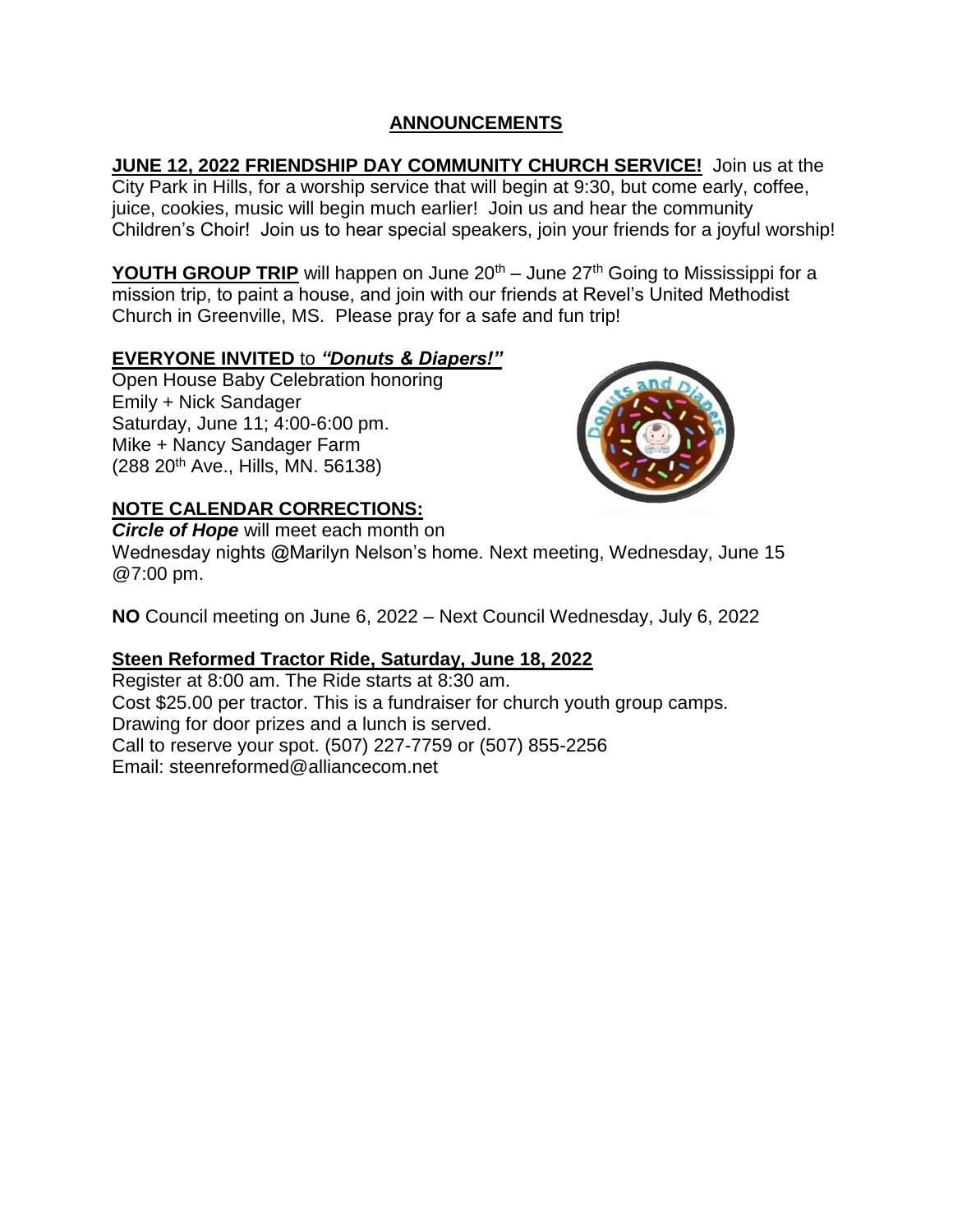## ANNOUNCEMENTS

**JUNE 12, 2022 FRIENDSHIP DAY COMMUNITY CHURCH SERVICE!** Join us at the City Park in Hills, for a worship service that will begin at 9:30, but come early, coffee, juice, cookies, music will begin much earlier! Join us and hear the community Children's Choir! Join us to hear special speakers, join your friends for a joyful worship!

**YOUTH GROUP TRIP** will happen on June 20th – June 27th Going to Mississippi for a mission trip, to paint a house, and join with our friends at Revel's United Methodist Church in Greenville, MS. Please pray for a safe and fun trip!

**EVERYONE INVITED** to ***"Donuts & Diapers!"***

Open House Baby Celebration honoring
Emily + Nick Sandager
Saturday, June 11; 4:00-6:00 pm.
Mike + Nancy Sandager Farm
(288 20th Ave., Hills, MN. 56138)

**NOTE CALENDAR CORRECTIONS:**

***Circle of Hope*** will meet each month on Wednesday nights @Marilyn Nelson's home. Next meeting, Wednesday, June 15 @7:00 pm.

**NO** Council meeting on June 6, 2022 – Next Council Wednesday, July 6, 2022

**Steen Reformed Tractor Ride, Saturday, June 18, 2022**

Register at 8:00 am. The Ride starts at 8:30 am.
Cost $25.00 per tractor. This is a fundraiser for church youth group camps.
Drawing for door prizes and a lunch is served.
Call to reserve your spot. (507) 227-7759 or (507) 855-2256
Email: steenreformed@alliancecom.net